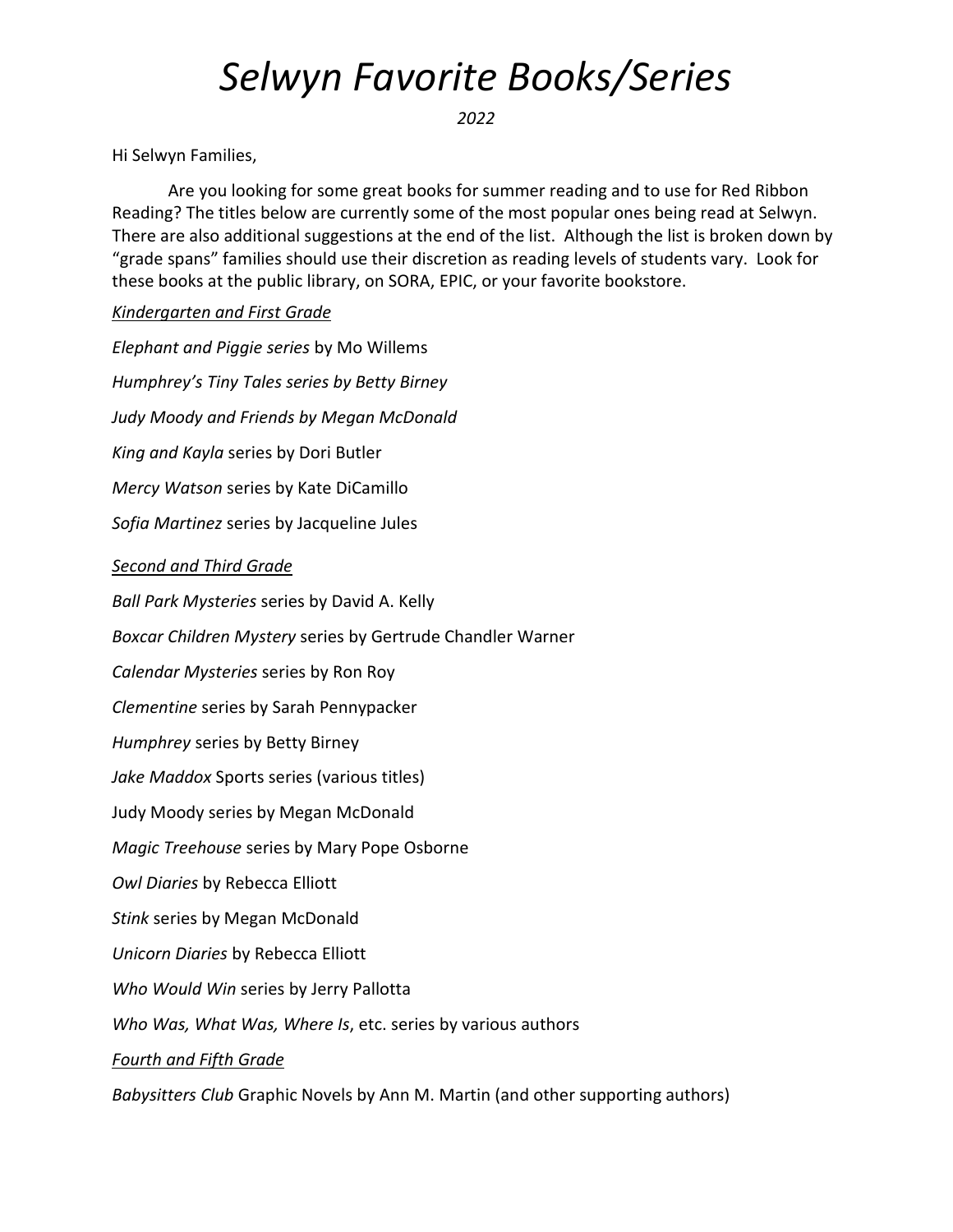# *Selwyn Favorite Books/Series*

*2022*

Hi Selwyn Families,

Are you looking for some great books for summer reading and to use for Red Ribbon Reading? The titles below are currently some of the most popular ones being read at Selwyn. There are also additional suggestions at the end of the list. Although the list is broken down by "grade spans" families should use their discretion as reading levels of students vary. Look for these books at the public library, on SORA, EPIC, or your favorite bookstore.

*Kindergarten and First Grade*

*Elephant and Piggie series* by Mo Willems

*Humphrey's Tiny Tales series by Betty Birney*

*Judy Moody and Friends by Megan McDonald*

*King and Kayla* series by Dori Butler

*Mercy Watson* series by Kate DiCamillo

*Sofia Martinez* series by Jacqueline Jules

*Second and Third Grade*

*Ball Park Mysteries* series by David A. Kelly

*Boxcar Children Mystery* series by Gertrude Chandler Warner

*Calendar Mysteries* series by Ron Roy

*Clementine* series by Sarah Pennypacker

*Humphrey* series by Betty Birney

*Jake Maddox* Sports series (various titles)

Judy Moody series by Megan McDonald

*Magic Treehouse* series by Mary Pope Osborne

*Owl Diaries* by Rebecca Elliott

*Stink* series by Megan McDonald

*Unicorn Diaries* by Rebecca Elliott

*Who Would Win* series by Jerry Pallotta

*Who Was, What Was, Where Is*, etc. series by various authors

*Fourth and Fifth Grade*

*Babysitters Club* Graphic Novels by Ann M. Martin (and other supporting authors)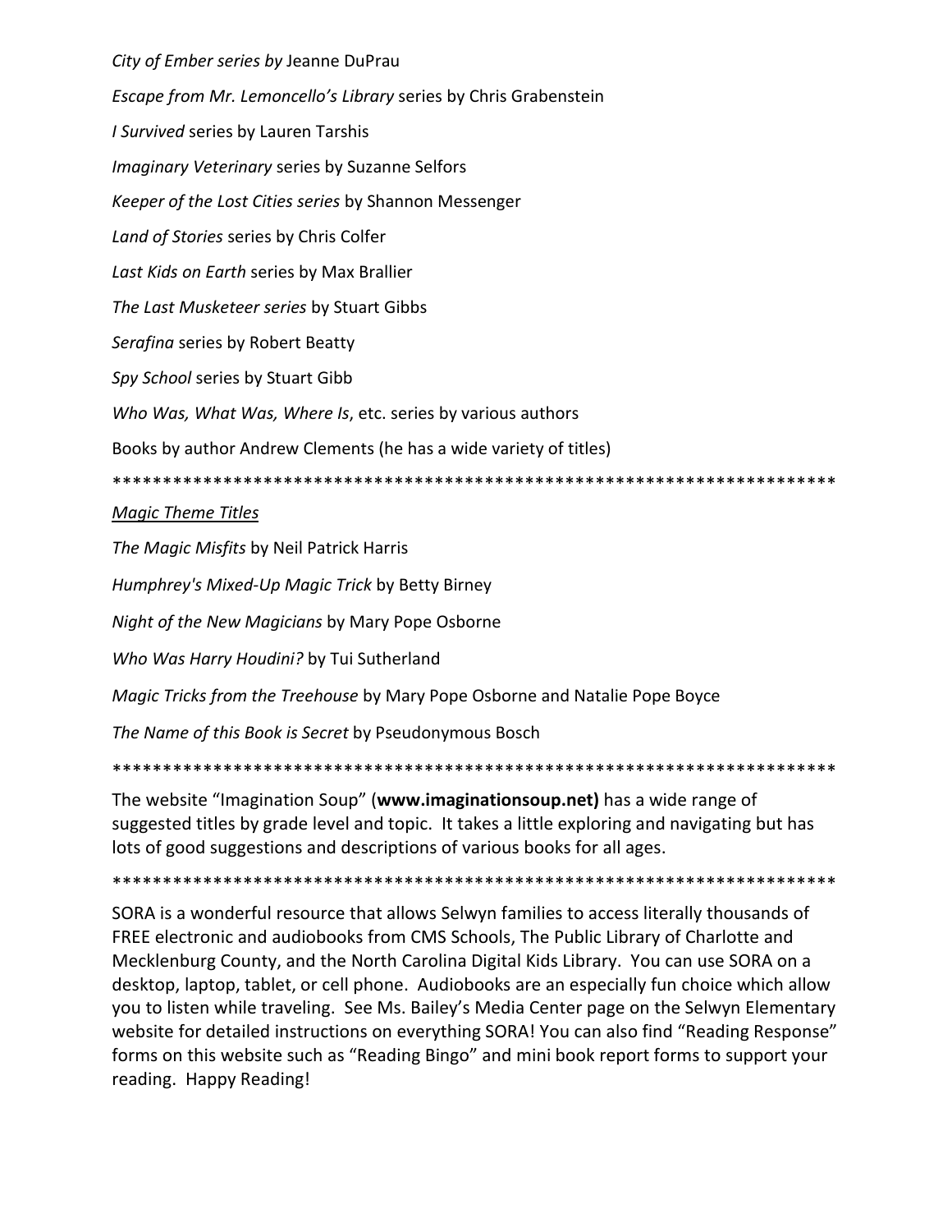*City of Ember series by* Jeanne DuPrau

*Escape from Mr. Lemoncello's Library* series by Chris Grabenstein

*I Survived* series by Lauren Tarshis

*Imaginary Veterinary* series by Suzanne Selfors

*Keeper of the Lost Cities series* by Shannon Messenger

*Land of Stories* series by Chris Colfer

*Last Kids on Earth* series by Max Brallier

*The Last Musketeer series* by Stuart Gibbs

*Serafina* series by Robert Beatty

*Spy School* series by Stuart Gibb

*Who Was, What Was, Where Is*, etc. series by various authors

Books by author Andrew Clements (he has a wide variety of titles)

**************************************************************************

*Magic Theme Titles*

*The Magic Misfits* by Neil Patrick Harris

*Humphrey's Mixed-Up Magic Trick* by Betty Birney

*Night of the New Magicians* by Mary Pope Osborne

*Who Was Harry Houdini?* by Tui Sutherland

*Magic Tricks from the Treehouse* by Mary Pope Osborne and Natalie Pope Boyce

*The Name of this Book is Secret* by Pseudonymous Bosch

**************************************************************************

The website "Imagination Soup" (**www.imaginationsoup.net)** has a wide range of suggested titles by grade level and topic. It takes a little exploring and navigating but has lots of good suggestions and descriptions of various books for all ages.

**************************************************************************

SORA is a wonderful resource that allows Selwyn families to access literally thousands of FREE electronic and audiobooks from CMS Schools, The Public Library of Charlotte and Mecklenburg County, and the North Carolina Digital Kids Library. You can use SORA on a desktop, laptop, tablet, or cell phone. Audiobooks are an especially fun choice which allow you to listen while traveling. See Ms. Bailey's Media Center page on the Selwyn Elementary website for detailed instructions on everything SORA! You can also find "Reading Response" forms on this website such as "Reading Bingo" and mini book report forms to support your reading. Happy Reading!